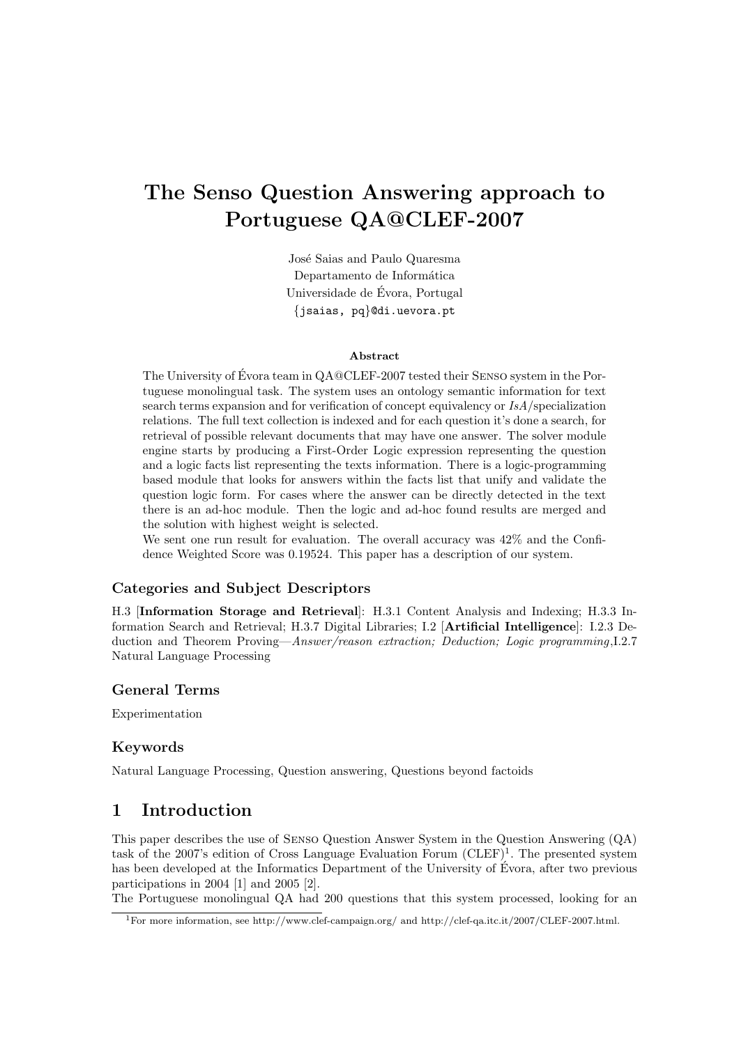# The Senso Question Answering approach to Portuguese QA@CLEF-2007

José Saias and Paulo Quaresma  
Departamento de Informática  
Universidade de Évora, Portugal  
{jsaias, pq}@di.uevora.pt

### Abstract

The University of Évora team in QA@CLEF-2007 tested their Senso system in the Portuguese monolingual task. The system uses an ontology semantic information for text search terms expansion and for verification of concept equivalency or *IsA*/specialization relations. The full text collection is indexed and for each question it's done a search, for retrieval of possible relevant documents that may have one answer. The solver module engine starts by producing a First-Order Logic expression representing the question and a logic facts list representing the texts information. There is a logic-programming based module that looks for answers within the facts list that unify and validate the question logic form. For cases where the answer can be directly detected in the text there is an ad-hoc module. Then the logic and ad-hoc found results are merged and the solution with highest weight is selected.

We sent one run result for evaluation. The overall accuracy was 42% and the Confidence Weighted Score was 0.19524. This paper has a description of our system.

### Categories and Subject Descriptors

H.3 [**Information Storage and Retrieval**]: H.3.1 Content Analysis and Indexing; H.3.3 Information Search and Retrieval; H.3.7 Digital Libraries; I.2 [**Artificial Intelligence**]: I.2.3 Deduction and Theorem Proving—*Answer/reason extraction; Deduction; Logic programming*,I.2.7 Natural Language Processing

### General Terms

Experimentation

### Keywords

Natural Language Processing, Question answering, Questions beyond factoids

## 1 Introduction

This paper describes the use of Senso Question Answer System in the Question Answering (QA) task of the 2007's edition of Cross Language Evaluation Forum (CLEF)[1]. The presented system has been developed at the Informatics Department of the University of Évora, after two previous participations in 2004 [1] and 2005 [2].

The Portuguese monolingual QA had 200 questions that this system processed, looking for an

[1] For more information, see http://www.clef-campaign.org/ and http://clef-qa.itc.it/2007/CLEF-2007.html.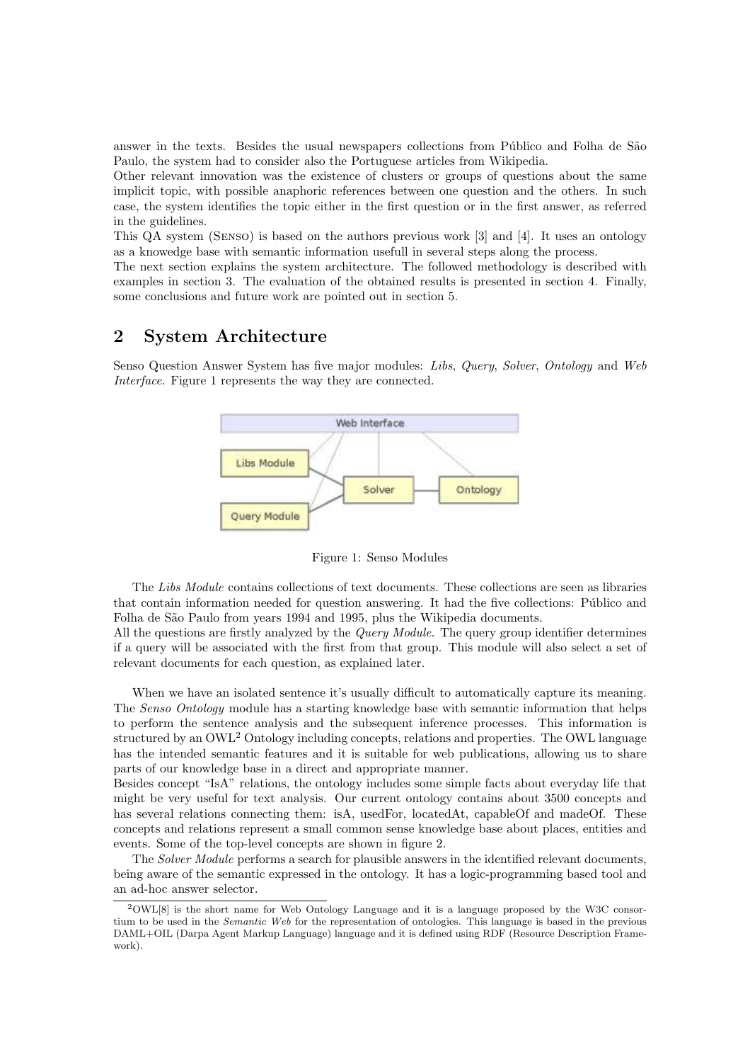answer in the texts. Besides the usual newspapers collections from Público and Folha de São Paulo, the system had to consider also the Portuguese articles from Wikipedia.
Other relevant innovation was the existence of clusters or groups of questions about the same implicit topic, with possible anaphoric references between one question and the others. In such case, the system identifies the topic either in the first question or in the first answer, as referred in the guidelines.
This QA system (Senso) is based on the authors previous work [3] and [4]. It uses an ontology as a knowedge base with semantic information usefull in several steps along the process.
The next section explains the system architecture. The followed methodology is described with examples in section 3. The evaluation of the obtained results is presented in section 4. Finally, some conclusions and future work are pointed out in section 5.

## 2 System Architecture

Senso Question Answer System has five major modules: *Libs*, *Query*, *Solver*, *Ontology* and *Web Interface*. Figure 1 represents the way they are connected.

Figure 1: Senso Modules

The *Libs Module* contains collections of text documents. These collections are seen as libraries that contain information needed for question answering. It had the five collections: Público and Folha de São Paulo from years 1994 and 1995, plus the Wikipedia documents.
All the questions are firstly analyzed by the *Query Module*. The query group identifier determines if a query will be associated with the first from that group. This module will also select a set of relevant documents for each question, as explained later.

When we have an isolated sentence it's usually difficult to automatically capture its meaning. The *Senso Ontology* module has a starting knowledge base with semantic information that helps to perform the sentence analysis and the subsequent inference processes. This information is structured by an OWL[2] Ontology including concepts, relations and properties. The OWL language has the intended semantic features and it is suitable for web publications, allowing us to share parts of our knowledge base in a direct and appropriate manner.
Besides concept "IsA" relations, the ontology includes some simple facts about everyday life that might be very useful for text analysis. Our current ontology contains about 3500 concepts and has several relations connecting them: isA, usedFor, locatedAt, capableOf and madeOf. These concepts and relations represent a small common sense knowledge base about places, entities and events. Some of the top-level concepts are shown in figure 2.

The *Solver Module* performs a search for plausible answers in the identified relevant documents, being aware of the semantic expressed in the ontology. It has a logic-programming based tool and an ad-hoc answer selector.

[2] OWL[8] is the short name for Web Ontology Language and it is a language proposed by the W3C consortium to be used in the *Semantic Web* for the representation of ontologies. This language is based in the previous DAML+OIL (Darpa Agent Markup Language) language and it is defined using RDF (Resource Description Framework).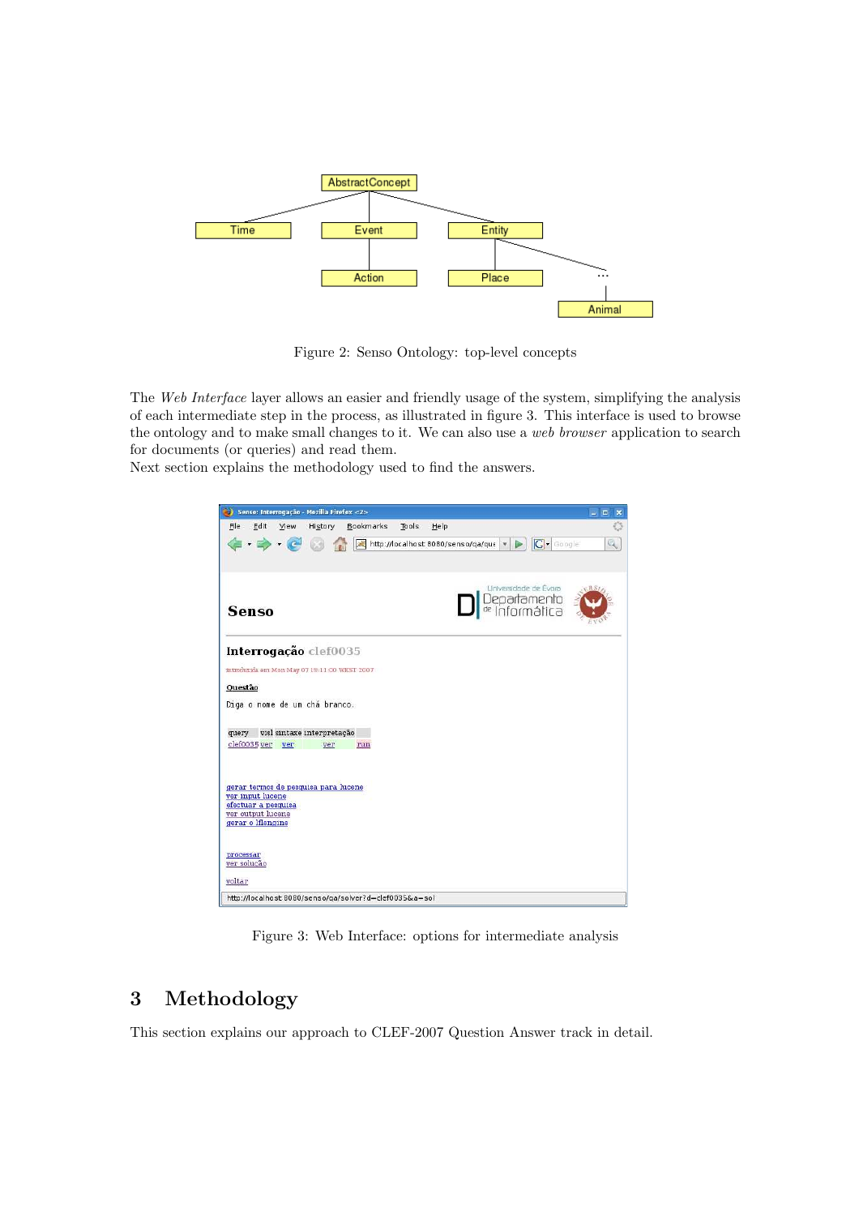Figure 2: Senso Ontology: top-level concepts

The *Web Interface* layer allows an easier and friendly usage of the system, simplifying the analysis of each intermediate step in the process, as illustrated in figure 3. This interface is used to browse the ontology and to make small changes to it. We can also use a *web browser* application to search for documents (or queries) and read them.
Next section explains the methodology used to find the answers.

Figure 3: Web Interface: options for intermediate analysis

# 3 Methodology

This section explains our approach to CLEF-2007 Question Answer track in detail.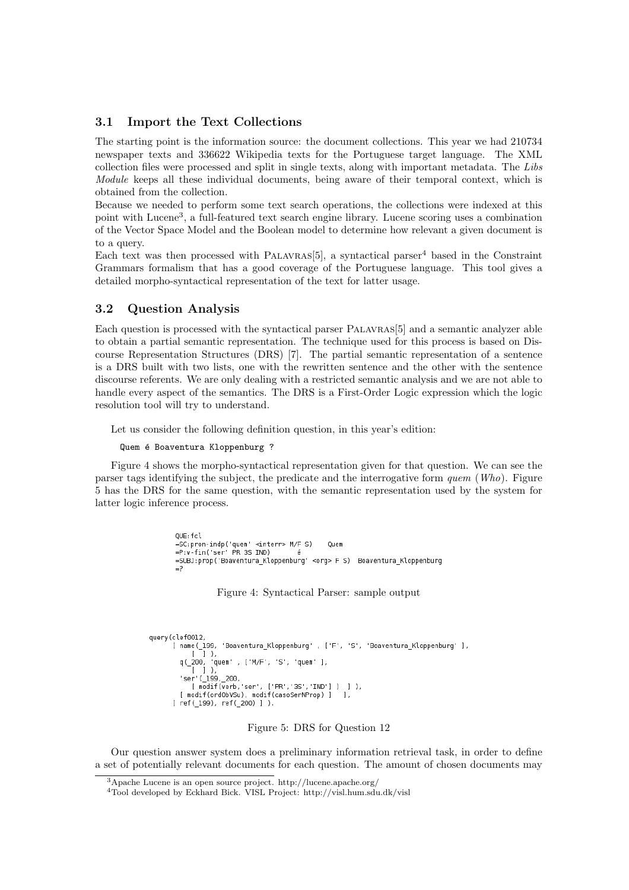### 3.1 Import the Text Collections

The starting point is the information source: the document collections. This year we had 210734 newspaper texts and 336622 Wikipedia texts for the Portuguese target language. The XML collection files were processed and split in single texts, along with important metadata. The *Libs Module* keeps all these individual documents, being aware of their temporal context, which is obtained from the collection.

Because we needed to perform some text search operations, the collections were indexed at this point with Lucene[3], a full-featured text search engine library. Lucene scoring uses a combination of the Vector Space Model and the Boolean model to determine how relevant a given document is to a query.

Each text was then processed with PALAVRAS[5], a syntactical parser[4] based in the Constraint Grammars formalism that has a good coverage of the Portuguese language. This tool gives a detailed morpho-syntactical representation of the text for latter usage.

### 3.2 Question Analysis

Each question is processed with the syntactical parser PALAVRAS[5] and a semantic analyzer able to obtain a partial semantic representation. The technique used for this process is based on Discourse Representation Structures (DRS) [7]. The partial semantic representation of a sentence is a DRS built with two lists, one with the rewritten sentence and the other with the sentence discourse referents. We are only dealing with a restricted semantic analysis and we are not able to handle every aspect of the semantics. The DRS is a First-Order Logic expression which the logic resolution tool will try to understand.

Let us consider the following definition question, in this year's edition:

```
Quem é Boaventura Kloppenburg ?
```

Figure 4 shows the morpho-syntactical representation given for that question. We can see the parser tags identifying the subject, the predicate and the interrogative form *quem* (*Who*). Figure 5 has the DRS for the same question, with the semantic representation used by the system for latter logic inference process.

```
QUE:fcl
=SC:pron-indp('quem' <interr> M/F S)    Quem
=P:v-fin('ser' PR 3S IND)       é
=SUBJ:prop('Boaventura_Kloppenburg' <org> F S)  Boaventura_Kloppenburg
=?
```

Figure 4: Syntactical Parser: sample output

```
query(clef0012,
      [ name(_199, 'Boaventura_Kloppenburg' , ['F', 'S', 'Boaventura_Kloppenburg' ],
          [  ] ),
        q(_200, 'quem' , ['M/F', 'S', 'quem' ],
          [  ] ),
        'ser'(_199,_200,
          [ modif(verb,'ser', ['PR','3S','IND'] )  ] ),
        [ modif(ordObVSu), modif(casoSerNProp) ]   ],
      [ ref(_199), ref(_200) ] ).
```

Figure 5: DRS for Question 12

Our question answer system does a preliminary information retrieval task, in order to define a set of potentially relevant documents for each question. The amount of chosen documents may

[3] Apache Lucene is an open source project. http://lucene.apache.org/

[4] Tool developed by Eckhard Bick. VISL Project: http://visl.hum.sdu.dk/visl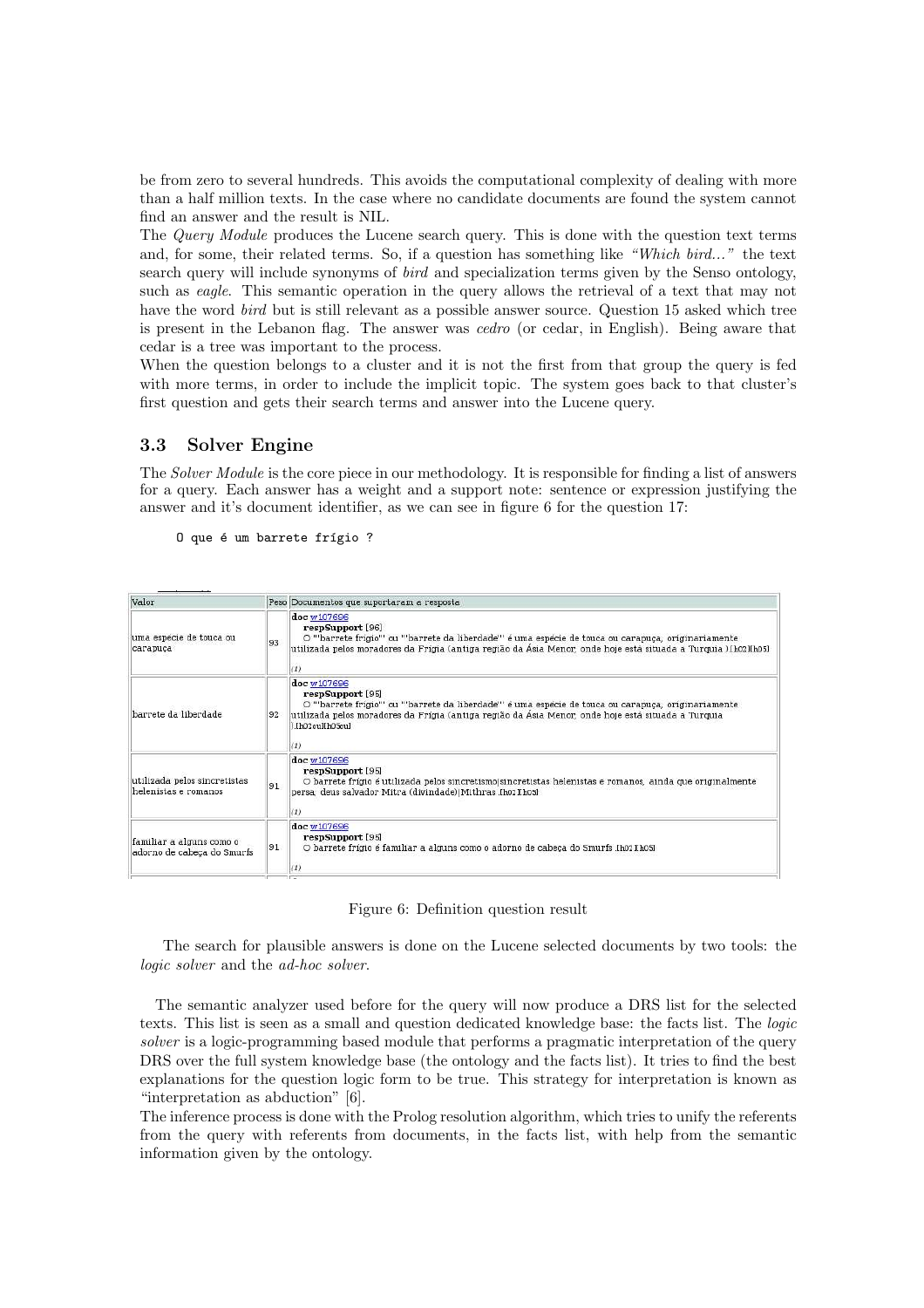be from zero to several hundreds. This avoids the computational complexity of dealing with more than a half million texts. In the case where no candidate documents are found the system cannot find an answer and the result is NIL.
The *Query Module* produces the Lucene search query. This is done with the question text terms and, for some, their related terms. So, if a question has something like *"Which bird..."* the text search query will include synonyms of *bird* and specialization terms given by the Senso ontology, such as *eagle*. This semantic operation in the query allows the retrieval of a text that may not have the word *bird* but is still relevant as a possible answer source. Question 15 asked which tree is present in the Lebanon flag. The answer was *cedro* (or cedar, in English). Being aware that cedar is a tree was important to the process.
When the question belongs to a cluster and it is not the first from that group the query is fed with more terms, in order to include the implicit topic. The system goes back to that cluster's first question and gets their search terms and answer into the Lucene query.

### 3.3 Solver Engine

The *Solver Module* is the core piece in our methodology. It is responsible for finding a list of answers for a query. Each answer has a weight and a support note: sentence or expression justifying the answer and it's document identifier, as we can see in figure 6 for the question 17:

```
O que é um barrete frígio ?
```

| Valor | Peso | Documentos que suportaram a resposta |
|---|---|---|
| uma espécie de touca ou carapuça | 93 | **doc** w107696 **respSupport** [96] O "'barrete frígio'" ou "'barrete da liberdade'" é uma espécie de touca ou carapuça, originariamente utilizada pelos moradores da Frígia (antiga região da Ásia Menor, onde hoje está situada a Turquia ).Ih02IIh05I (1) |
| barrete da liberdade | 92 | **doc** w107696 **respSupport** [95] O "'barrete frígio'" ou "'barrete da liberdade'" é uma espécie de touca ou carapuça, originariamente utilizada pelos moradores da Frígia (antiga região da Ásia Menor, onde hoje está situada a Turquia ).Ih02euIIh05eu] (1) |
| utilizada pelos sincretistas helenistas e romanos | 91 | **doc** w107696 **respSupport** [95] O barrete frígio é utilizado pelos sincretismo\|sincretistas helenistas e romanos, ainda que originalmente persa, deus salvador Mitra (divindade)\|Mithras .Ih02IIh05I (1) |
| familiar a alguns como o adorno de cabeça do Smurfs | 91 | **doc** w107696 **respSupport** [95] O barrete frígio é familiar a alguns como o adorno de cabeça do Smurfs .Ih02IIh05I (1) |

Figure 6: Definition question result

The search for plausible answers is done on the Lucene selected documents by two tools: the *logic solver* and the *ad-hoc solver*.

The semantic analyzer used before for the query will now produce a DRS list for the selected texts. This list is seen as a small and question dedicated knowledge base: the facts list. The *logic solver* is a logic-programming based module that performs a pragmatic interpretation of the query DRS over the full system knowledge base (the ontology and the facts list). It tries to find the best explanations for the question logic form to be true. This strategy for interpretation is known as "interpretation as abduction" [6].
The inference process is done with the Prolog resolution algorithm, which tries to unify the referents from the query with referents from documents, in the facts list, with help from the semantic information given by the ontology.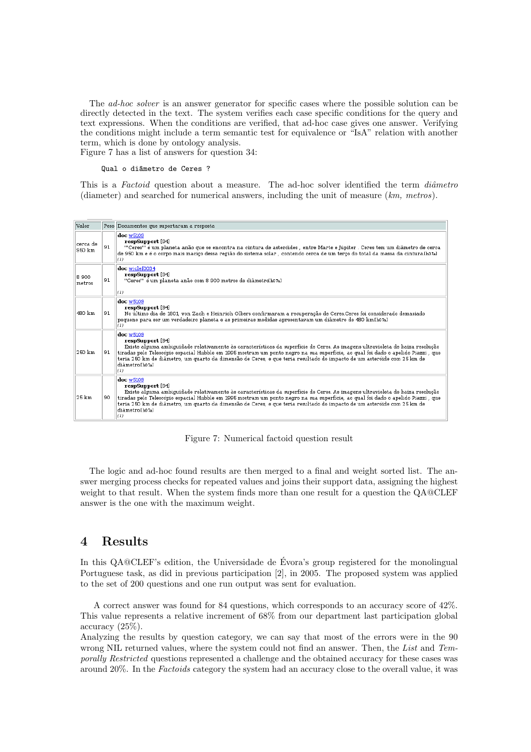The *ad-hoc solver* is an answer generator for specific cases where the possible solution can be directly detected in the text. The system verifies each case specific conditions for the query and text expressions. When the conditions are verified, that ad-hoc case gives one answer. Verifying the conditions might include a term semantic test for equivalence or "IsA" relation with another term, which is done by ontology analysis.
Figure 7 has a list of answers for question 34:

```
Qual o diâmetro de Ceres ?
```

This is a *Factoid* question about a measure. The ad-hoc solver identified the term *diâmetro* (diameter) and searched for numerical answers, including the unit of measure (*km, metros*).

| Valor | Peso | Documentos que suportaram a resposta |
|---|---|---|
| cerca de 950 km | 91 | **doc** w5109 **respSupport** [94] "'Ceres"' é um planeta anão que se encontra na cintura de asteróides , entre Marte e Júpiter . Ceres tem um diâmetro de cerca de 950 km e é o corpo mais maciço dessa região do sistema solar , contendo cerca de um terço do total da massa da cintura.[h07a] (1) |
| 8 900 metros | 91 | **doc** wiclef0034 **respSupport** [94] "Ceres"' é um planeta anão com 8 900 metros de diâmetro[h07a] (1) |
| 480 km | 91 | **doc** w5109 **respSupport** [94] No último dia de 1801, von Zach e Heinrich Olbers confirmaram a recuperação de Ceres.Ceres foi considerado demasiado pequeno para ser um verdadeiro planeta e as primeiras medidas apresentavam um diâmetro de 480 km[h07a] (1) |
| 250 km | 91 | **doc** w5109 **respSupport** [94] Existe alguma ambiguidade relativamente às características da superfície de Ceres. As imagens ultravioleta de baixa resolução tiradas pelo Telescópio espacial Hubble em 1995 mostram um ponto negro na sua superfície, ao qual foi dado o apelido Piazzi , que teria 250 km de diâmetro, um quarto da dimensão de Ceres, e que teria resultado do impacto de um asteróide com 25 km de diâmetro[h07a] (1) |
| 25 km | 90 | **doc** w5109 **respSupport** [94] Existe alguma ambiguidade relativamente às características da superfície de Ceres. As imagens ultravioleta de baixa resolução tiradas pelo Telescópio espacial Hubble em 1995 mostram um ponto negro na sua superfície, ao qual foi dado o apelido Piazzi , que teria 250 km de diâmetro, um quarto da dimensão de Ceres, e que teria resultado do impacto de um asteróide com 25 km de diâmetro[h07a] (1) |

Figure 7: Numerical factoid question result

The logic and ad-hoc found results are then merged to a final and weight sorted list. The answer merging process checks for repeated values and joins their support data, assigning the highest weight to that result. When the system finds more than one result for a question the QA@CLEF answer is the one with the maximum weight.

# 4 Results

In this QA@CLEF's edition, the Universidade de Évora's group registered for the monolingual Portuguese task, as did in previous participation [2], in 2005. The proposed system was applied to the set of 200 questions and one run output was sent for evaluation.

A correct answer was found for 84 questions, which corresponds to an accuracy score of 42%. This value represents a relative increment of 68% from our department last participation global accuracy (25%).
Analyzing the results by question category, we can say that most of the errors were in the 90 wrong NIL returned values, where the system could not find an answer. Then, the *List* and *Temporally Restricted* questions represented a challenge and the obtained accuracy for these cases was around 20%. In the *Factoids* category the system had an accuracy close to the overall value, it was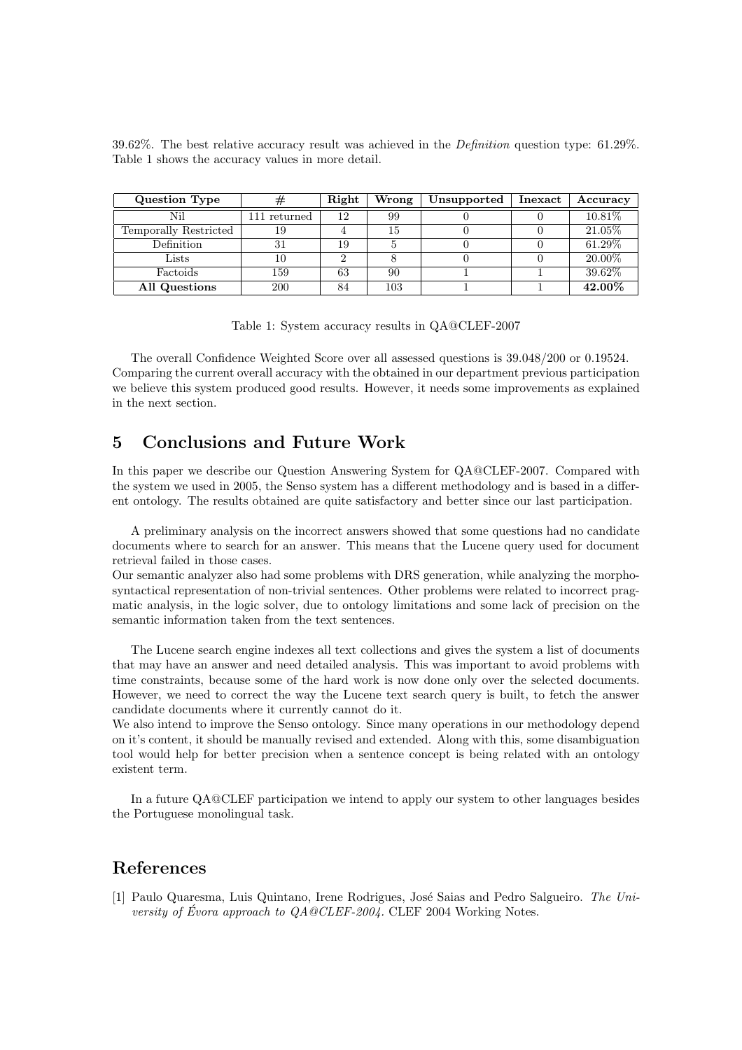39.62%. The best relative accuracy result was achieved in the *Definition* question type: 61.29%. Table 1 shows the accuracy values in more detail.

| Question Type | # | Right | Wrong | Unsupported | Inexact | Accuracy |
|---|---|---|---|---|---|---|
| Nil | 111 returned | 12 | 99 | 0 | 0 | 10.81% |
| Temporally Restricted | 19 | 4 | 15 | 0 | 0 | 21.05% |
| Definition | 31 | 19 | 5 | 0 | 0 | 61.29% |
| Lists | 10 | 2 | 8 | 0 | 0 | 20.00% |
| Factoids | 159 | 63 | 90 | 1 | 1 | 39.62% |
| **All Questions** | 200 | 84 | 103 | 1 | 1 | **42.00%** |

Table 1: System accuracy results in QA@CLEF-2007

The overall Confidence Weighted Score over all assessed questions is 39.048/200 or 0.19524. Comparing the current overall accuracy with the obtained in our department previous participation we believe this system produced good results. However, it needs some improvements as explained in the next section.

## 5 Conclusions and Future Work

In this paper we describe our Question Answering System for QA@CLEF-2007. Compared with the system we used in 2005, the Senso system has a different methodology and is based in a different ontology. The results obtained are quite satisfactory and better since our last participation.

A preliminary analysis on the incorrect answers showed that some questions had no candidate documents where to search for an answer. This means that the Lucene query used for document retrieval failed in those cases.
Our semantic analyzer also had some problems with DRS generation, while analyzing the morpho-syntactical representation of non-trivial sentences. Other problems were related to incorrect pragmatic analysis, in the logic solver, due to ontology limitations and some lack of precision on the semantic information taken from the text sentences.

The Lucene search engine indexes all text collections and gives the system a list of documents that may have an answer and need detailed analysis. This was important to avoid problems with time constraints, because some of the hard work is now done only over the selected documents. However, we need to correct the way the Lucene text search query is built, to fetch the answer candidate documents where it currently cannot do it.
We also intend to improve the Senso ontology. Since many operations in our methodology depend on it's content, it should be manually revised and extended. Along with this, some disambiguation tool would help for better precision when a sentence concept is being related with an ontology existent term.

In a future QA@CLEF participation we intend to apply our system to other languages besides the Portuguese monolingual task.

## References

[1] Paulo Quaresma, Luis Quintano, Irene Rodrigues, José Saias and Pedro Salgueiro. *The University of Évora approach to QA@CLEF-2004.* CLEF 2004 Working Notes.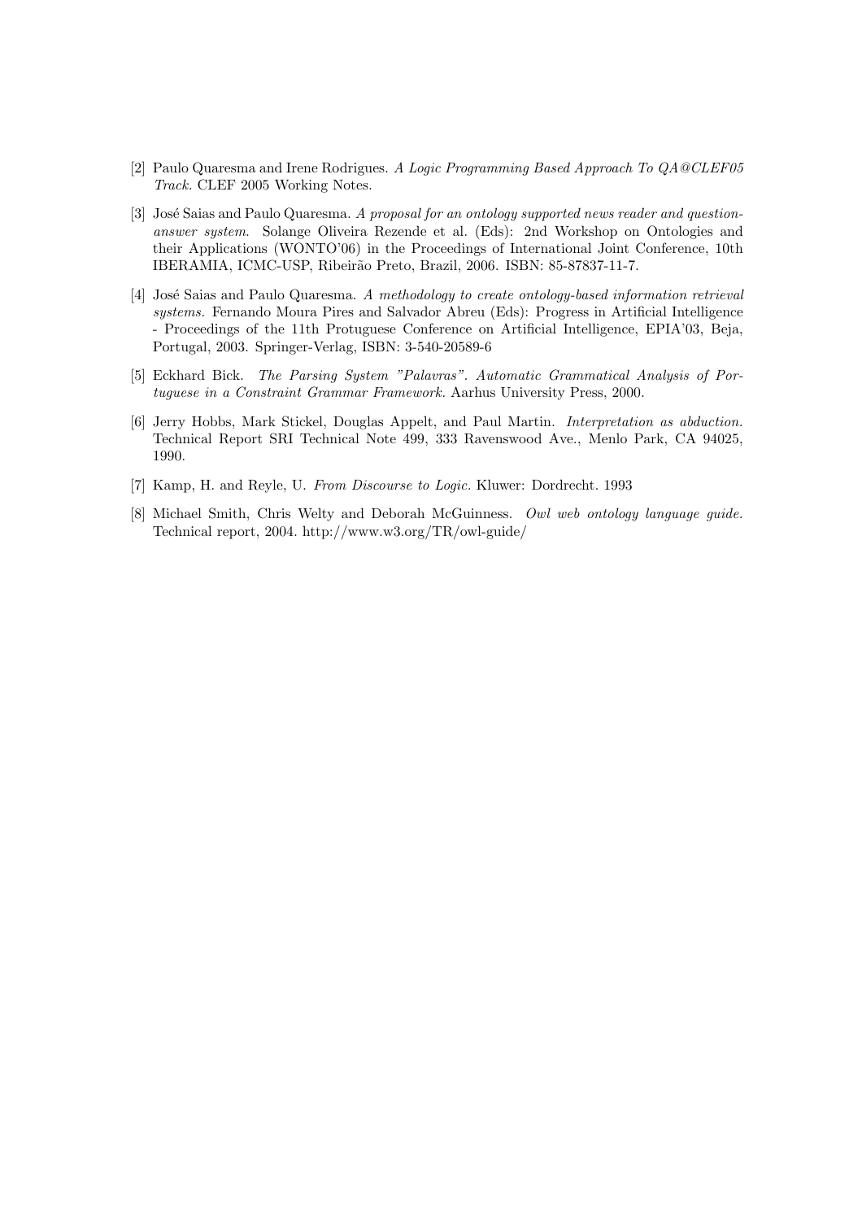[2] Paulo Quaresma and Irene Rodrigues. *A Logic Programming Based Approach To QA@CLEF05 Track.* CLEF 2005 Working Notes.

[3] José Saias and Paulo Quaresma. *A proposal for an ontology supported news reader and question-answer system.* Solange Oliveira Rezende et al. (Eds): 2nd Workshop on Ontologies and their Applications (WONTO'06) in the Proceedings of International Joint Conference, 10th IBERAMIA, ICMC-USP, Ribeirão Preto, Brazil, 2006. ISBN: 85-87837-11-7.

[4] José Saias and Paulo Quaresma. *A methodology to create ontology-based information retrieval systems.* Fernando Moura Pires and Salvador Abreu (Eds): Progress in Artificial Intelligence - Proceedings of the 11th Protuguese Conference on Artificial Intelligence, EPIA'03, Beja, Portugal, 2003. Springer-Verlag, ISBN: 3-540-20589-6

[5] Eckhard Bick. *The Parsing System "Palavras". Automatic Grammatical Analysis of Portuguese in a Constraint Grammar Framework.* Aarhus University Press, 2000.

[6] Jerry Hobbs, Mark Stickel, Douglas Appelt, and Paul Martin. *Interpretation as abduction.* Technical Report SRI Technical Note 499, 333 Ravenswood Ave., Menlo Park, CA 94025, 1990.

[7] Kamp, H. and Reyle, U. *From Discourse to Logic.* Kluwer: Dordrecht. 1993

[8] Michael Smith, Chris Welty and Deborah McGuinness. *Owl web ontology language guide.* Technical report, 2004. http://www.w3.org/TR/owl-guide/